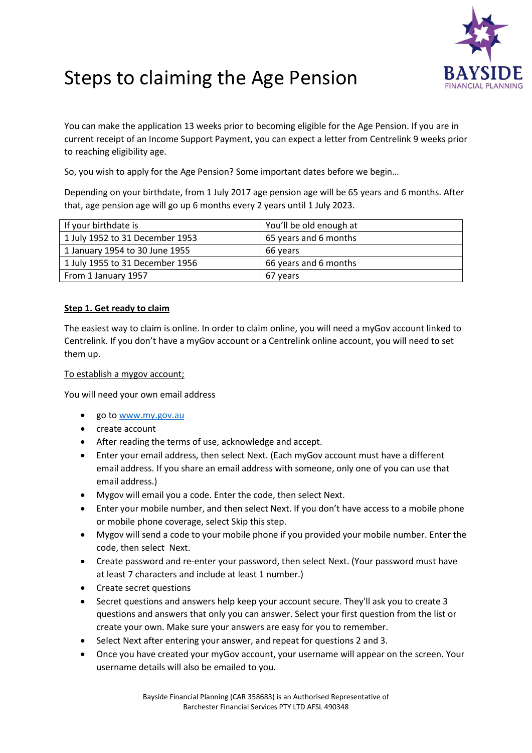# Steps to claiming the Age Pension

You can make the application 13 weeks prior to becoming eligible for the Age Pension. If you are in current receipt of an Income Support Payment, you can expect a letter from Centrelink 9 weeks prior to reaching eligibility age.

So, you wish to apply for the Age Pension? Some important dates before we begin…

Depending on your birthdate, from 1 July 2017 age pension age will be 65 years and 6 months. After that, age pension age will go up 6 months every 2 years until 1 July 2023.

| If your birthdate is | You'll be old enough at |
|---|---|
| 1 July 1952 to 31 December 1953 | 65 years and 6 months |
| 1 January 1954 to 30 June 1955 | 66 years |
| 1 July 1955 to 31 December 1956 | 66 years and 6 months |
| From 1 January 1957 | 67 years |

**Step 1. Get ready to claim**

The easiest way to claim is online. In order to claim online, you will need a myGov account linked to Centrelink. If you don't have a myGov account or a Centrelink online account, you will need to set them up.

To establish a mygov account;

You will need your own email address

- go to www.my.gov.au
- create account
- After reading the terms of use, acknowledge and accept.
- Enter your email address, then select Next. (Each myGov account must have a different email address. If you share an email address with someone, only one of you can use that email address.)
- Mygov will email you a code. Enter the code, then select Next.
- Enter your mobile number, and then select Next. If you don't have access to a mobile phone or mobile phone coverage, select Skip this step.
- Mygov will send a code to your mobile phone if you provided your mobile number. Enter the code, then select Next.
- Create password and re-enter your password, then select Next. (Your password must have at least 7 characters and include at least 1 number.)
- Create secret questions
- Secret questions and answers help keep your account secure. They'll ask you to create 3 questions and answers that only you can answer. Select your first question from the list or create your own. Make sure your answers are easy for you to remember.
- Select Next after entering your answer, and repeat for questions 2 and 3.
- Once you have created your myGov account, your username will appear on the screen. Your username details will also be emailed to you.

Bayside Financial Planning (CAR 358683) is an Authorised Representative of Barchester Financial Services PTY LTD AFSL 490348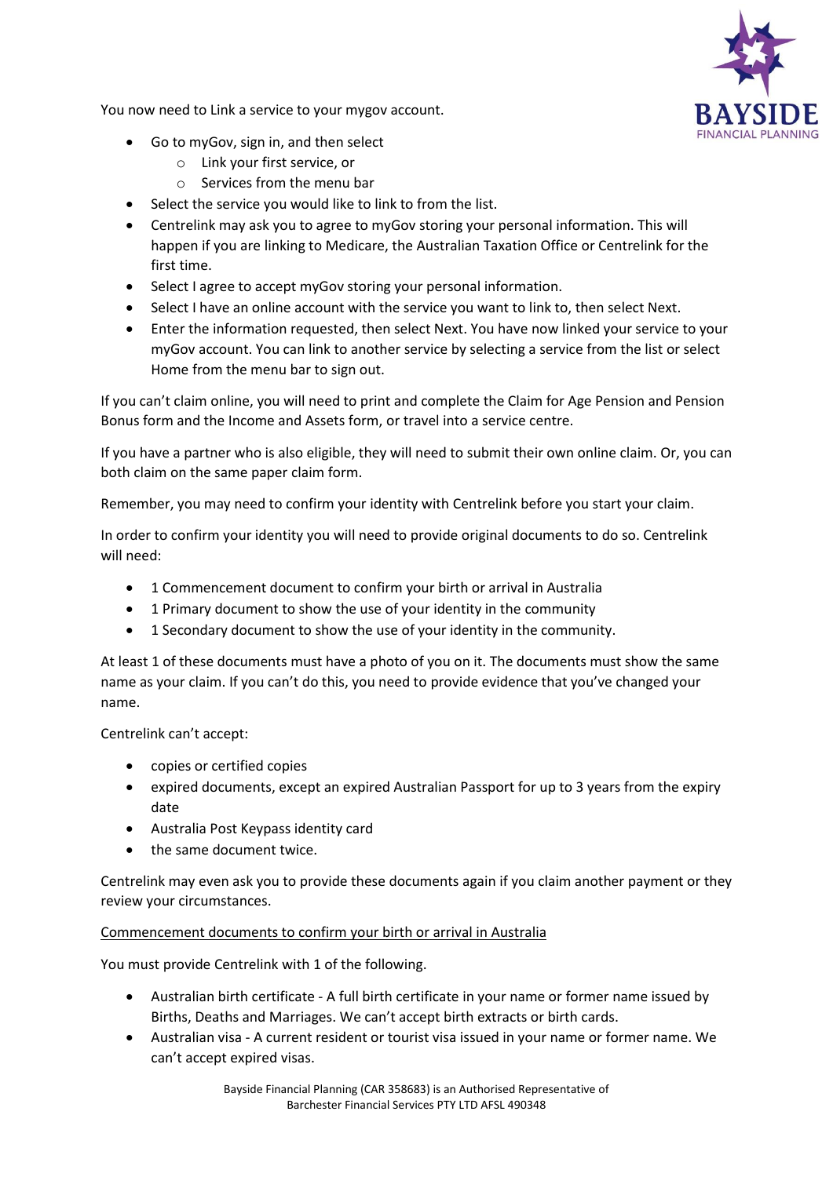You now need to Link a service to your mygov account.

- Go to myGov, sign in, and then select
  - Link your first service, or
  - Services from the menu bar
- Select the service you would like to link to from the list.
- Centrelink may ask you to agree to myGov storing your personal information. This will happen if you are linking to Medicare, the Australian Taxation Office or Centrelink for the first time.
- Select I agree to accept myGov storing your personal information.
- Select I have an online account with the service you want to link to, then select Next.
- Enter the information requested, then select Next. You have now linked your service to your myGov account. You can link to another service by selecting a service from the list or select Home from the menu bar to sign out.

If you can't claim online, you will need to print and complete the Claim for Age Pension and Pension Bonus form and the Income and Assets form, or travel into a service centre.

If you have a partner who is also eligible, they will need to submit their own online claim. Or, you can both claim on the same paper claim form.

Remember, you may need to confirm your identity with Centrelink before you start your claim.

In order to confirm your identity you will need to provide original documents to do so. Centrelink will need:

- 1 Commencement document to confirm your birth or arrival in Australia
- 1 Primary document to show the use of your identity in the community
- 1 Secondary document to show the use of your identity in the community.

At least 1 of these documents must have a photo of you on it. The documents must show the same name as your claim. If you can't do this, you need to provide evidence that you've changed your name.

Centrelink can't accept:

- copies or certified copies
- expired documents, except an expired Australian Passport for up to 3 years from the expiry date
- Australia Post Keypass identity card
- the same document twice.

Centrelink may even ask you to provide these documents again if you claim another payment or they review your circumstances.

<u>Commencement documents to confirm your birth or arrival in Australia</u>

You must provide Centrelink with 1 of the following.

- Australian birth certificate - A full birth certificate in your name or former name issued by Births, Deaths and Marriages. We can't accept birth extracts or birth cards.
- Australian visa - A current resident or tourist visa issued in your name or former name. We can't accept expired visas.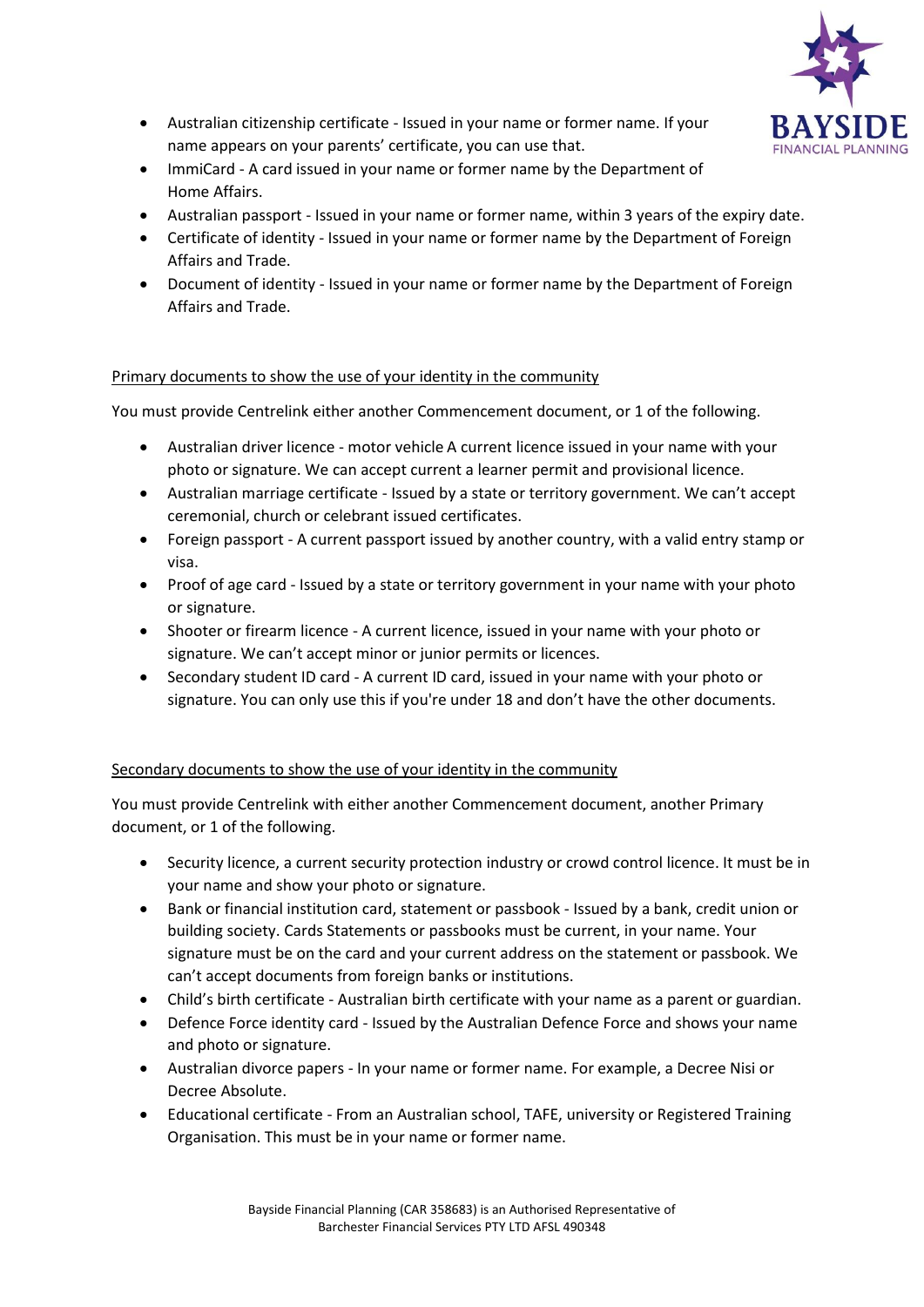- Australian citizenship certificate - Issued in your name or former name. If your name appears on your parents' certificate, you can use that.
- ImmiCard - A card issued in your name or former name by the Department of Home Affairs.
- Australian passport - Issued in your name or former name, within 3 years of the expiry date.
- Certificate of identity - Issued in your name or former name by the Department of Foreign Affairs and Trade.
- Document of identity - Issued in your name or former name by the Department of Foreign Affairs and Trade.

Primary documents to show the use of your identity in the community

You must provide Centrelink either another Commencement document, or 1 of the following.

- Australian driver licence - motor vehicle A current licence issued in your name with your photo or signature. We can accept current a learner permit and provisional licence.
- Australian marriage certificate - Issued by a state or territory government. We can't accept ceremonial, church or celebrant issued certificates.
- Foreign passport - A current passport issued by another country, with a valid entry stamp or visa.
- Proof of age card - Issued by a state or territory government in your name with your photo or signature.
- Shooter or firearm licence - A current licence, issued in your name with your photo or signature. We can't accept minor or junior permits or licences.
- Secondary student ID card - A current ID card, issued in your name with your photo or signature. You can only use this if you're under 18 and don't have the other documents.

Secondary documents to show the use of your identity in the community

You must provide Centrelink with either another Commencement document, another Primary document, or 1 of the following.

- Security licence, a current security protection industry or crowd control licence. It must be in your name and show your photo or signature.
- Bank or financial institution card, statement or passbook - Issued by a bank, credit union or building society. Cards Statements or passbooks must be current, in your name. Your signature must be on the card and your current address on the statement or passbook. We can't accept documents from foreign banks or institutions.
- Child's birth certificate - Australian birth certificate with your name as a parent or guardian.
- Defence Force identity card - Issued by the Australian Defence Force and shows your name and photo or signature.
- Australian divorce papers - In your name or former name. For example, a Decree Nisi or Decree Absolute.
- Educational certificate - From an Australian school, TAFE, university or Registered Training Organisation. This must be in your name or former name.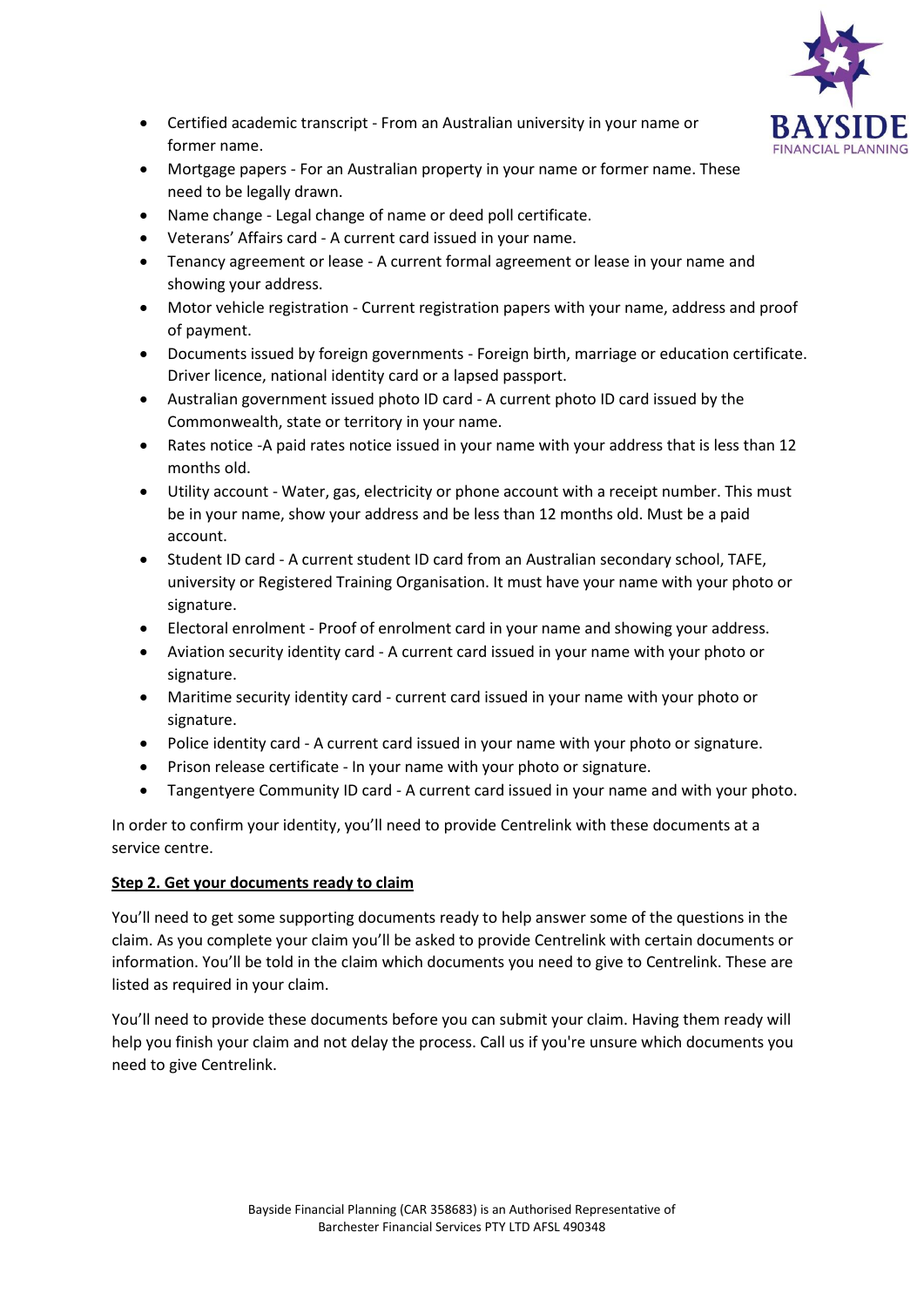- Certified academic transcript - From an Australian university in your name or former name.
- Mortgage papers - For an Australian property in your name or former name. These need to be legally drawn.
- Name change - Legal change of name or deed poll certificate.
- Veterans' Affairs card - A current card issued in your name.
- Tenancy agreement or lease - A current formal agreement or lease in your name and showing your address.
- Motor vehicle registration - Current registration papers with your name, address and proof of payment.
- Documents issued by foreign governments - Foreign birth, marriage or education certificate. Driver licence, national identity card or a lapsed passport.
- Australian government issued photo ID card - A current photo ID card issued by the Commonwealth, state or territory in your name.
- Rates notice -A paid rates notice issued in your name with your address that is less than 12 months old.
- Utility account - Water, gas, electricity or phone account with a receipt number. This must be in your name, show your address and be less than 12 months old. Must be a paid account.
- Student ID card - A current student ID card from an Australian secondary school, TAFE, university or Registered Training Organisation. It must have your name with your photo or signature.
- Electoral enrolment - Proof of enrolment card in your name and showing your address.
- Aviation security identity card - A current card issued in your name with your photo or signature.
- Maritime security identity card - current card issued in your name with your photo or signature.
- Police identity card - A current card issued in your name with your photo or signature.
- Prison release certificate - In your name with your photo or signature.
- Tangentyere Community ID card - A current card issued in your name and with your photo.

In order to confirm your identity, you'll need to provide Centrelink with these documents at a service centre.

**Step 2. Get your documents ready to claim**

You'll need to get some supporting documents ready to help answer some of the questions in the claim. As you complete your claim you'll be asked to provide Centrelink with certain documents or information. You'll be told in the claim which documents you need to give to Centrelink. These are listed as required in your claim.

You'll need to provide these documents before you can submit your claim. Having them ready will help you finish your claim and not delay the process. Call us if you're unsure which documents you need to give Centrelink.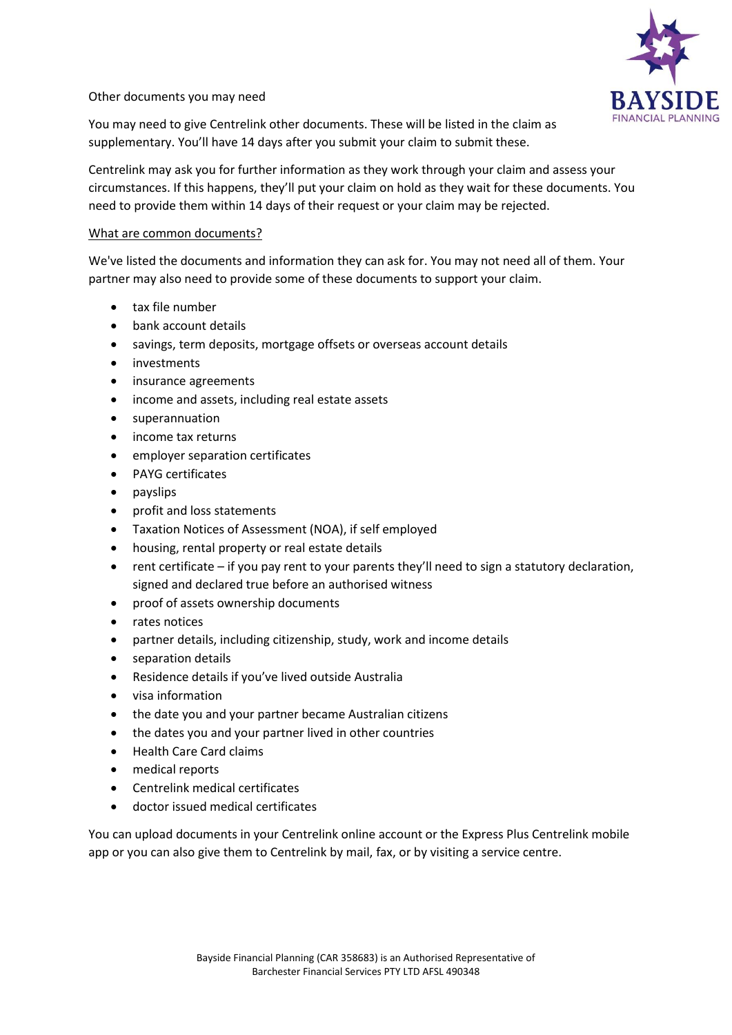Other documents you may need

You may need to give Centrelink other documents. These will be listed in the claim as supplementary. You'll have 14 days after you submit your claim to submit these.

Centrelink may ask you for further information as they work through your claim and assess your circumstances. If this happens, they'll put your claim on hold as they wait for these documents. You need to provide them within 14 days of their request or your claim may be rejected.

<u>What are common documents?</u>

We've listed the documents and information they can ask for. You may not need all of them. Your partner may also need to provide some of these documents to support your claim.

- tax file number
- bank account details
- savings, term deposits, mortgage offsets or overseas account details
- investments
- insurance agreements
- income and assets, including real estate assets
- superannuation
- income tax returns
- employer separation certificates
- PAYG certificates
- payslips
- profit and loss statements
- Taxation Notices of Assessment (NOA), if self employed
- housing, rental property or real estate details
- rent certificate – if you pay rent to your parents they'll need to sign a statutory declaration, signed and declared true before an authorised witness
- proof of assets ownership documents
- rates notices
- partner details, including citizenship, study, work and income details
- separation details
- Residence details if you've lived outside Australia
- visa information
- the date you and your partner became Australian citizens
- the dates you and your partner lived in other countries
- Health Care Card claims
- medical reports
- Centrelink medical certificates
- doctor issued medical certificates

You can upload documents in your Centrelink online account or the Express Plus Centrelink mobile app or you can also give them to Centrelink by mail, fax, or by visiting a service centre.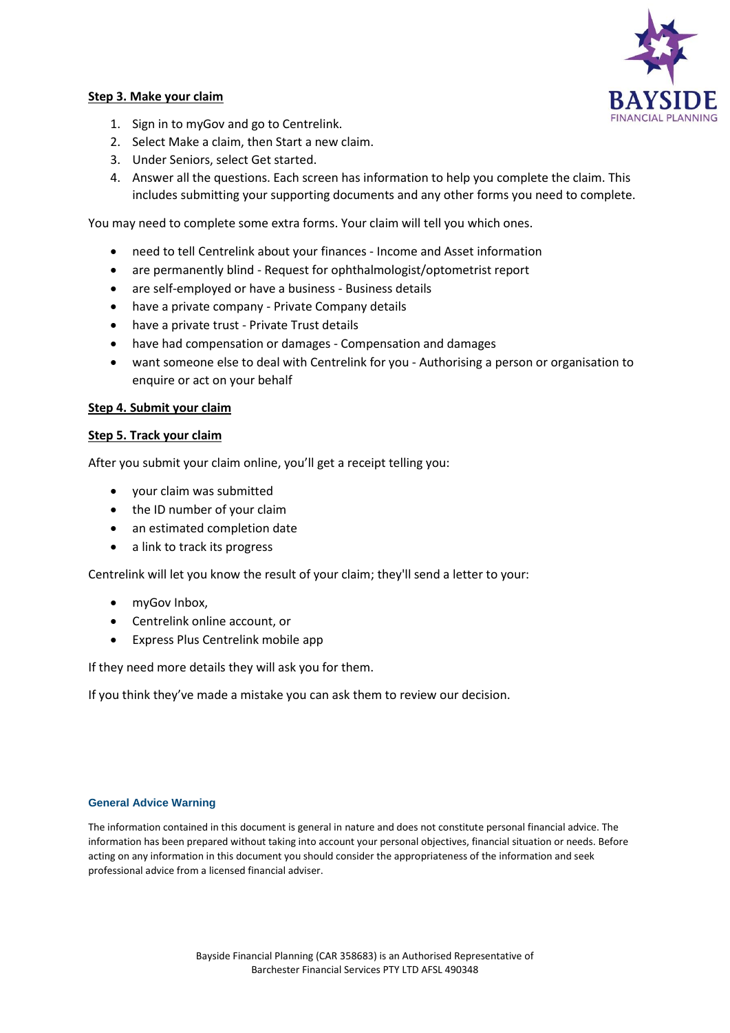**Step 3. Make your claim**

1. Sign in to myGov and go to Centrelink.
2. Select Make a claim, then Start a new claim.
3. Under Seniors, select Get started.
4. Answer all the questions. Each screen has information to help you complete the claim. This includes submitting your supporting documents and any other forms you need to complete.

You may need to complete some extra forms. Your claim will tell you which ones.

- need to tell Centrelink about your finances - Income and Asset information
- are permanently blind - Request for ophthalmologist/optometrist report
- are self-employed or have a business - Business details
- have a private company - Private Company details
- have a private trust - Private Trust details
- have had compensation or damages - Compensation and damages
- want someone else to deal with Centrelink for you - Authorising a person or organisation to enquire or act on your behalf

**Step 4. Submit your claim**

**Step 5. Track your claim**

After you submit your claim online, you'll get a receipt telling you:

- your claim was submitted
- the ID number of your claim
- an estimated completion date
- a link to track its progress

Centrelink will let you know the result of your claim; they'll send a letter to your:

- myGov Inbox,
- Centrelink online account, or
- Express Plus Centrelink mobile app

If they need more details they will ask you for them.

If you think they've made a mistake you can ask them to review our decision.

**General Advice Warning**

The information contained in this document is general in nature and does not constitute personal financial advice. The information has been prepared without taking into account your personal objectives, financial situation or needs. Before acting on any information in this document you should consider the appropriateness of the information and seek professional advice from a licensed financial adviser.

Bayside Financial Planning (CAR 358683) is an Authorised Representative of Barchester Financial Services PTY LTD AFSL 490348